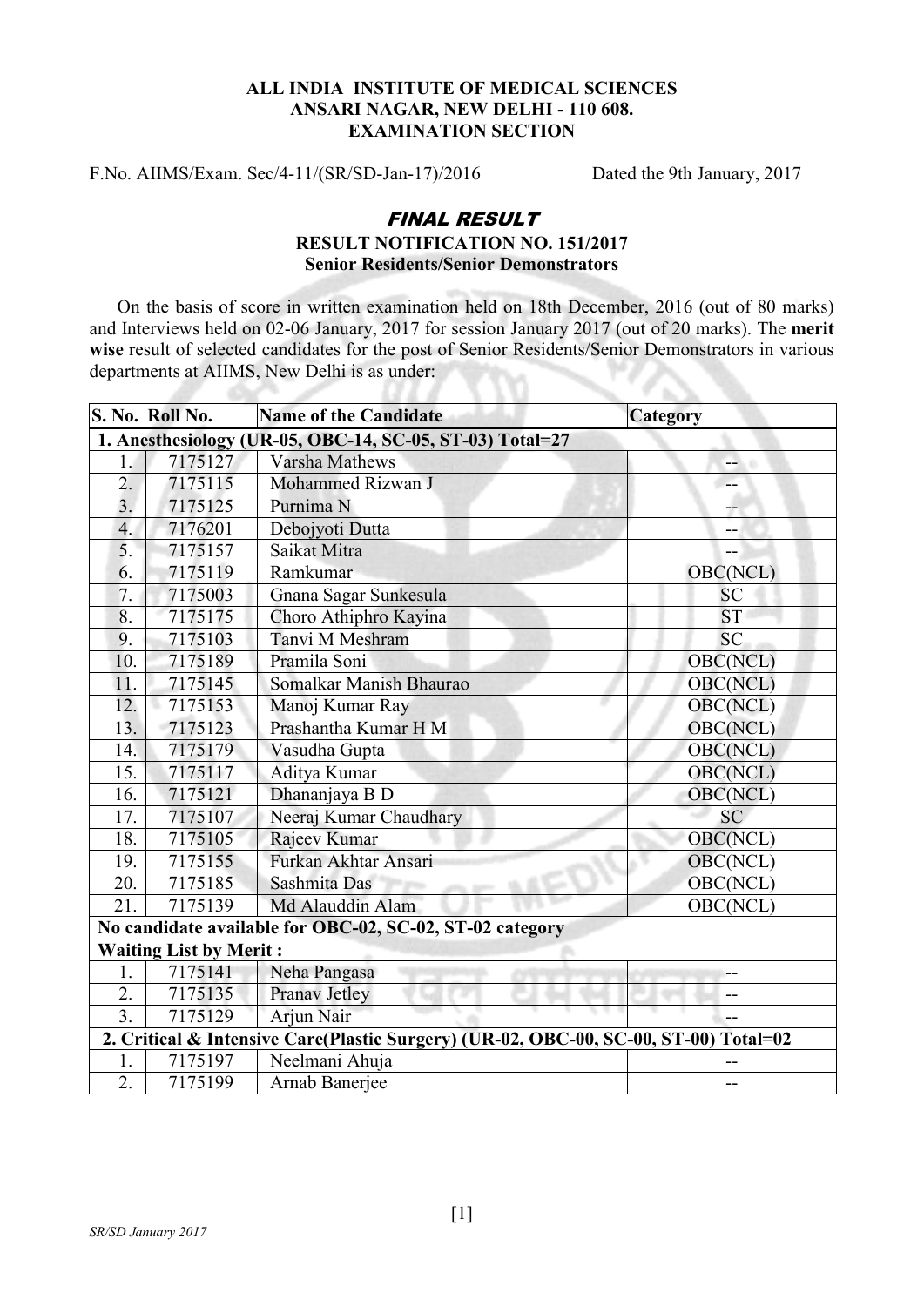**ALL INDIA INSTITUTE OF MEDICAL SCIENCES**
**ANSARI NAGAR, NEW DELHI - 110 608.**
**EXAMINATION SECTION**

F.No. AIIMS/Exam. Sec/4-11/(SR/SD-Jan-17)/2016 Dated the 9th January, 2017

## *FINAL RESULT*

**RESULT NOTIFICATION NO. 151/2017**
**Senior Residents/Senior Demonstrators**

On the basis of score in written examination held on 18th December, 2016 (out of 80 marks) and Interviews held on 02-06 January, 2017 for session January 2017 (out of 20 marks). The **merit wise** result of selected candidates for the post of Senior Residents/Senior Demonstrators in various departments at AIIMS, New Delhi is as under:

| S. No. | Roll No. | Name of the Candidate | Category |
|---|---|---|---|
| **1. Anesthesiology (UR-05, OBC-14, SC-05, ST-03) Total=27** | | | |
| 1. | 7175127 | Varsha Mathews | -- |
| 2. | 7175115 | Mohammed Rizwan J | -- |
| 3. | 7175125 | Purnima N | -- |
| 4. | 7176201 | Debojyoti Dutta | -- |
| 5. | 7175157 | Saikat Mitra | -- |
| 6. | 7175119 | Ramkumar | OBC(NCL) |
| 7. | 7175003 | Gnana Sagar Sunkesula | SC |
| 8. | 7175175 | Choro Athiphro Kayina | ST |
| 9. | 7175103 | Tanvi M Meshram | SC |
| 10. | 7175189 | Pramila Soni | OBC(NCL) |
| 11. | 7175145 | Somalkar Manish Bhaurao | OBC(NCL) |
| 12. | 7175153 | Manoj Kumar Ray | OBC(NCL) |
| 13. | 7175123 | Prashantha Kumar H M | OBC(NCL) |
| 14. | 7175179 | Vasudha Gupta | OBC(NCL) |
| 15. | 7175117 | Aditya Kumar | OBC(NCL) |
| 16. | 7175121 | Dhananjaya B D | OBC(NCL) |
| 17. | 7175107 | Neeraj Kumar Chaudhary | SC |
| 18. | 7175105 | Rajeev Kumar | OBC(NCL) |
| 19. | 7175155 | Furkan Akhtar Ansari | OBC(NCL) |
| 20. | 7175185 | Sashmita Das | OBC(NCL) |
| 21. | 7175139 | Md Alauddin Alam | OBC(NCL) |
| **No candidate available for OBC-02, SC-02, ST-02 category** | | | |
| **Waiting List by Merit :** | | | |
| 1. | 7175141 | Neha Pangasa | -- |
| 2. | 7175135 | Pranav Jetley | -- |
| 3. | 7175129 | Arjun Nair | -- |
| **2. Critical & Intensive Care(Plastic Surgery) (UR-02, OBC-00, SC-00, ST-00) Total=02** | | | |
| 1. | 7175197 | Neelmani Ahuja | -- |
| 2. | 7175199 | Arnab Banerjee | -- |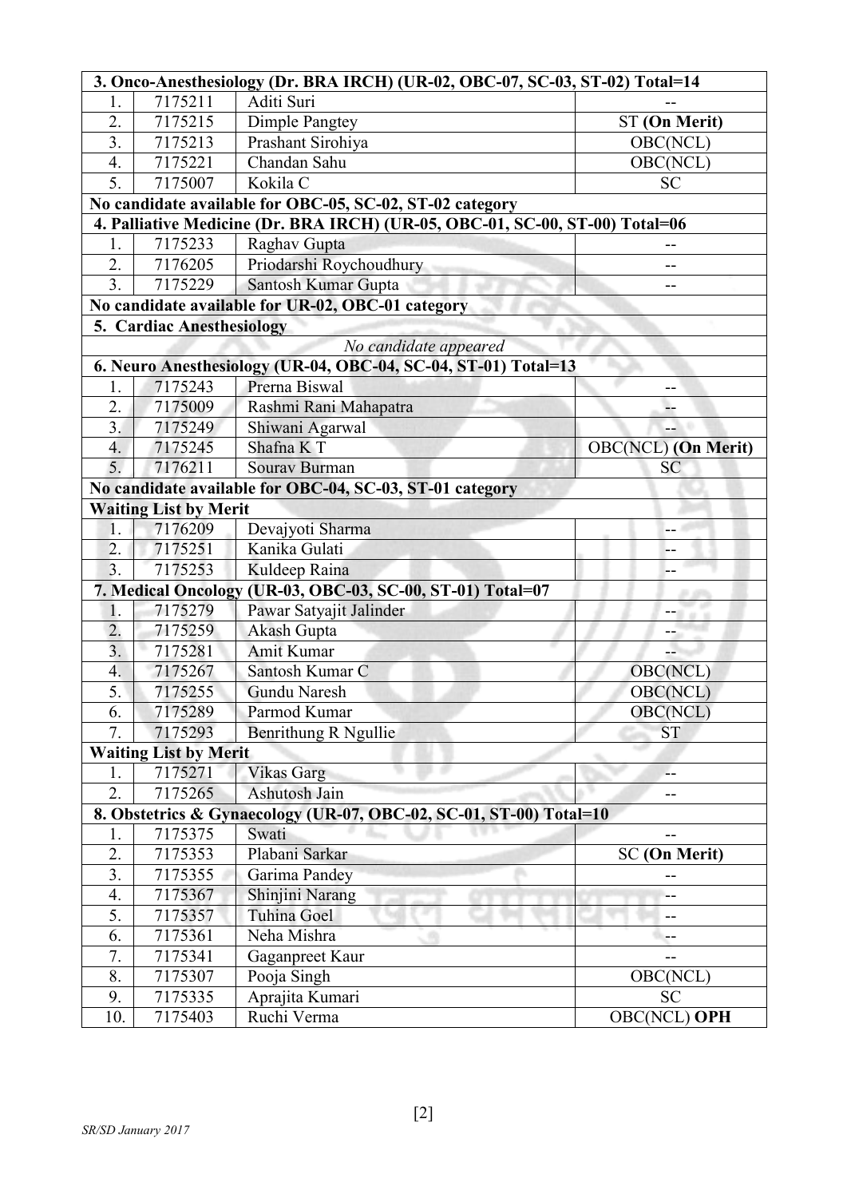| | | | |
|---|---|---|---|
| **3. Onco-Anesthesiology (Dr. BRA IRCH) (UR-02, OBC-07, SC-03, ST-02) Total=14** | | | |
| 1. | 7175211 | Aditi Suri | -- |
| 2. | 7175215 | Dimple Pangtey | ST **(On Merit)** |
| 3. | 7175213 | Prashant Sirohiya | OBC(NCL) |
| 4. | 7175221 | Chandan Sahu | OBC(NCL) |
| 5. | 7175007 | Kokila C | SC |
| **No candidate available for OBC-05, SC-02, ST-02 category** | | | |
| **4. Palliative Medicine (Dr. BRA IRCH) (UR-05, OBC-01, SC-00, ST-00) Total=06** | | | |
| 1. | 7175233 | Raghav Gupta | -- |
| 2. | 7176205 | Priodarshi Roychoudhury | -- |
| 3. | 7175229 | Santosh Kumar Gupta | -- |
| **No candidate available for UR-02, OBC-01 category** | | | |
| **5. Cardiac Anesthesiology** | | | |
| *No candidate appeared* | | | |
| **6. Neuro Anesthesiology (UR-04, OBC-04, SC-04, ST-01) Total=13** | | | |
| 1. | 7175243 | Prerna Biswal | -- |
| 2. | 7175009 | Rashmi Rani Mahapatra | -- |
| 3. | 7175249 | Shiwani Agarwal | -- |
| 4. | 7175245 | Shafna K T | OBC(NCL) **(On Merit)** |
| 5. | 7176211 | Sourav Burman | SC |
| **No candidate available for OBC-04, SC-03, ST-01 category** | | | |
| **Waiting List by Merit** | | | |
| 1. | 7176209 | Devajyoti Sharma | -- |
| 2. | 7175251 | Kanika Gulati | -- |
| 3. | 7175253 | Kuldeep Raina | -- |
| **7. Medical Oncology (UR-03, OBC-03, SC-00, ST-01) Total=07** | | | |
| 1. | 7175279 | Pawar Satyajit Jalinder | -- |
| 2. | 7175259 | Akash Gupta | -- |
| 3. | 7175281 | Amit Kumar | -- |
| 4. | 7175267 | Santosh Kumar C | OBC(NCL) |
| 5. | 7175255 | Gundu Naresh | OBC(NCL) |
| 6. | 7175289 | Parmod Kumar | OBC(NCL) |
| 7. | 7175293 | Benrithung R Ngullie | ST |
| **Waiting List by Merit** | | | |
| 1. | 7175271 | Vikas Garg | -- |
| 2. | 7175265 | Ashutosh Jain | -- |
| **8. Obstetrics & Gynaecology (UR-07, OBC-02, SC-01, ST-00) Total=10** | | | |
| 1. | 7175375 | Swati | -- |
| 2. | 7175353 | Plabani Sarkar | SC **(On Merit)** |
| 3. | 7175355 | Garima Pandey | -- |
| 4. | 7175367 | Shinjini Narang | -- |
| 5. | 7175357 | Tuhina Goel | -- |
| 6. | 7175361 | Neha Mishra | -- |
| 7. | 7175341 | Gaganpreet Kaur | -- |
| 8. | 7175307 | Pooja Singh | OBC(NCL) |
| 9. | 7175335 | Aprajita Kumari | SC |
| 10. | 7175403 | Ruchi Verma | OBC(NCL) **OPH** |

*SR/SD January 2017*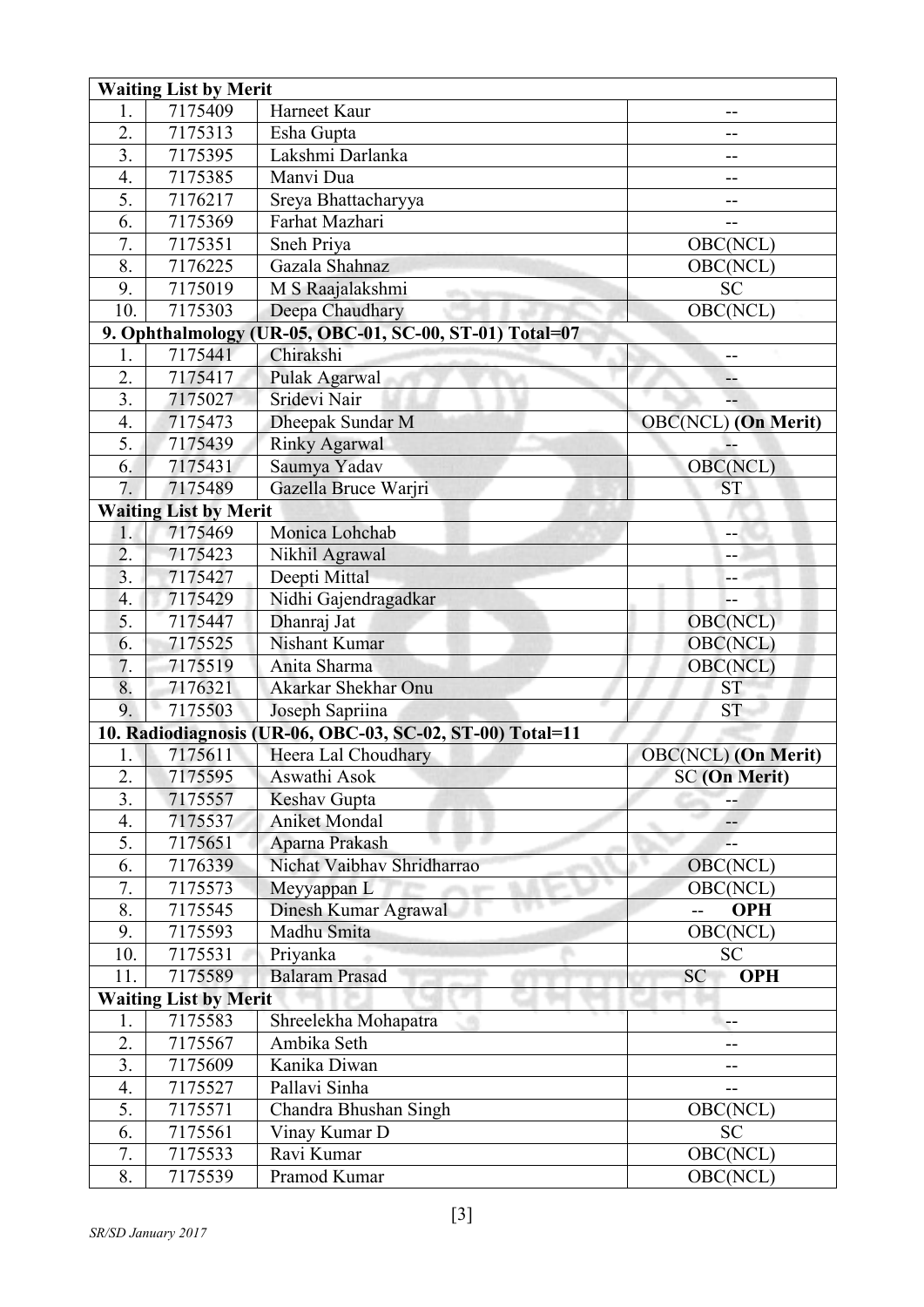| **Waiting List by Merit** | | | |
|---|---|---|---|
| 1. | 7175409 | Harneet Kaur | -- |
| 2. | 7175313 | Esha Gupta | -- |
| 3. | 7175395 | Lakshmi Darlanka | -- |
| 4. | 7175385 | Manvi Dua | -- |
| 5. | 7176217 | Sreya Bhattacharyya | -- |
| 6. | 7175369 | Farhat Mazhari | -- |
| 7. | 7175351 | Sneh Priya | OBC(NCL) |
| 8. | 7176225 | Gazala Shahnaz | OBC(NCL) |
| 9. | 7175019 | M S Raajalakshmi | SC |
| 10. | 7175303 | Deepa Chaudhary | OBC(NCL) |
| **9. Ophthalmology (UR-05, OBC-01, SC-00, ST-01) Total=07** | | | |
| 1. | 7175441 | Chirakshi | -- |
| 2. | 7175417 | Pulak Agarwal | -- |
| 3. | 7175027 | Sridevi Nair | -- |
| 4. | 7175473 | Dheepak Sundar M | OBC(NCL) **(On Merit)** |
| 5. | 7175439 | Rinky Agarwal | -- |
| 6. | 7175431 | Saumya Yadav | OBC(NCL) |
| 7. | 7175489 | Gazella Bruce Warjri | ST |
| **Waiting List by Merit** | | | |
| 1. | 7175469 | Monica Lohchab | -- |
| 2. | 7175423 | Nikhil Agrawal | -- |
| 3. | 7175427 | Deepti Mittal | -- |
| 4. | 7175429 | Nidhi Gajendragadkar | -- |
| 5. | 7175447 | Dhanraj Jat | OBC(NCL) |
| 6. | 7175525 | Nishant Kumar | OBC(NCL) |
| 7. | 7175519 | Anita Sharma | OBC(NCL) |
| 8. | 7176321 | Akarkar Shekhar Onu | ST |
| 9. | 7175503 | Joseph Sapriina | ST |
| **10. Radiodiagnosis (UR-06, OBC-03, SC-02, ST-00) Total=11** | | | |
| 1. | 7175611 | Heera Lal Choudhary | OBC(NCL) **(On Merit)** |
| 2. | 7175595 | Aswathi Asok | SC **(On Merit)** |
| 3. | 7175557 | Keshav Gupta | -- |
| 4. | 7175537 | Aniket Mondal | -- |
| 5. | 7175651 | Aparna Prakash | -- |
| 6. | 7176339 | Nichat Vaibhav Shridharrao | OBC(NCL) |
| 7. | 7175573 | Meyyappan L | OBC(NCL) |
| 8. | 7175545 | Dinesh Kumar Agrawal | -- **OPH** |
| 9. | 7175593 | Madhu Smita | OBC(NCL) |
| 10. | 7175531 | Priyanka | SC |
| 11. | 7175589 | Balaram Prasad | SC **OPH** |
| **Waiting List by Merit** | | | |
| 1. | 7175583 | Shreelekha Mohapatra | -- |
| 2. | 7175567 | Ambika Seth | -- |
| 3. | 7175609 | Kanika Diwan | -- |
| 4. | 7175527 | Pallavi Sinha | -- |
| 5. | 7175571 | Chandra Bhushan Singh | OBC(NCL) |
| 6. | 7175561 | Vinay Kumar D | SC |
| 7. | 7175533 | Ravi Kumar | OBC(NCL) |
| 8. | 7175539 | Pramod Kumar | OBC(NCL) |

*SR/SD January 2017*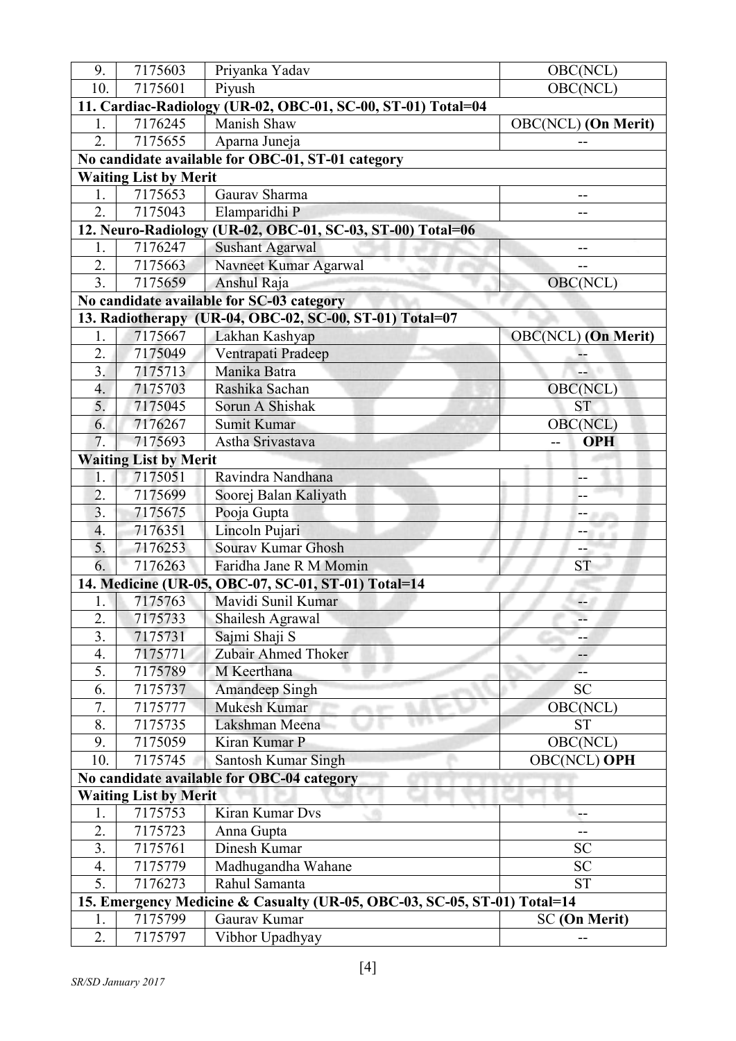| 9. | 7175603 | Priyanka Yadav | OBC(NCL) |
|---|---|---|---|
| 10. | 7175601 | Piyush | OBC(NCL) |
| **11. Cardiac-Radiology (UR-02, OBC-01, SC-00, ST-01) Total=04** | | | |
| 1. | 7176245 | Manish Shaw | OBC(NCL) **(On Merit)** |
| 2. | 7175655 | Aparna Juneja | -- |
| **No candidate available for OBC-01, ST-01 category** | | | |
| **Waiting List by Merit** | | | |
| 1. | 7175653 | Gaurav Sharma | -- |
| 2. | 7175043 | Elamparidhi P | -- |
| **12. Neuro-Radiology (UR-02, OBC-01, SC-03, ST-00) Total=06** | | | |
| 1. | 7176247 | Sushant Agarwal | -- |
| 2. | 7175663 | Navneet Kumar Agarwal | -- |
| 3. | 7175659 | Anshul Raja | OBC(NCL) |
| **No candidate available for SC-03 category** | | | |
| **13. Radiotherapy (UR-04, OBC-02, SC-00, ST-01) Total=07** | | | |
| 1. | 7175667 | Lakhan Kashyap | OBC(NCL) **(On Merit)** |
| 2. | 7175049 | Ventrapati Pradeep | -- |
| 3. | 7175713 | Manika Batra | -- |
| 4. | 7175703 | Rashika Sachan | OBC(NCL) |
| 5. | 7175045 | Sorun A Shishak | ST |
| 6. | 7176267 | Sumit Kumar | OBC(NCL) |
| 7. | 7175693 | Astha Srivastava | -- **OPH** |
| **Waiting List by Merit** | | | |
| 1. | 7175051 | Ravindra Nandhana | -- |
| 2. | 7175699 | Soorej Balan Kaliyath | -- |
| 3. | 7175675 | Pooja Gupta | -- |
| 4. | 7176351 | Lincoln Pujari | -- |
| 5. | 7176253 | Sourav Kumar Ghosh | -- |
| 6. | 7176263 | Faridha Jane R M Momin | ST |
| **14. Medicine (UR-05, OBC-07, SC-01, ST-01) Total=14** | | | |
| 1. | 7175763 | Mavidi Sunil Kumar | -- |
| 2. | 7175733 | Shailesh Agrawal | -- |
| 3. | 7175731 | Sajmi Shaji S | -- |
| 4. | 7175771 | Zubair Ahmed Thoker | -- |
| 5. | 7175789 | M Keerthana | -- |
| 6. | 7175737 | Amandeep Singh | SC |
| 7. | 7175777 | Mukesh Kumar | OBC(NCL) |
| 8. | 7175735 | Lakshman Meena | ST |
| 9. | 7175059 | Kiran Kumar P | OBC(NCL) |
| 10. | 7175745 | Santosh Kumar Singh | OBC(NCL) **OPH** |
| **No candidate available for OBC-04 category** | | | |
| **Waiting List by Merit** | | | |
| 1. | 7175753 | Kiran Kumar Dvs | -- |
| 2. | 7175723 | Anna Gupta | -- |
| 3. | 7175761 | Dinesh Kumar | SC |
| 4. | 7175779 | Madhugandha Wahane | SC |
| 5. | 7176273 | Rahul Samanta | ST |
| **15. Emergency Medicine & Casualty (UR-05, OBC-03, SC-05, ST-01) Total=14** | | | |
| 1. | 7175799 | Gaurav Kumar | SC **(On Merit)** |
| 2. | 7175797 | Vibhor Upadhyay | -- |

*SR/SD January 2017*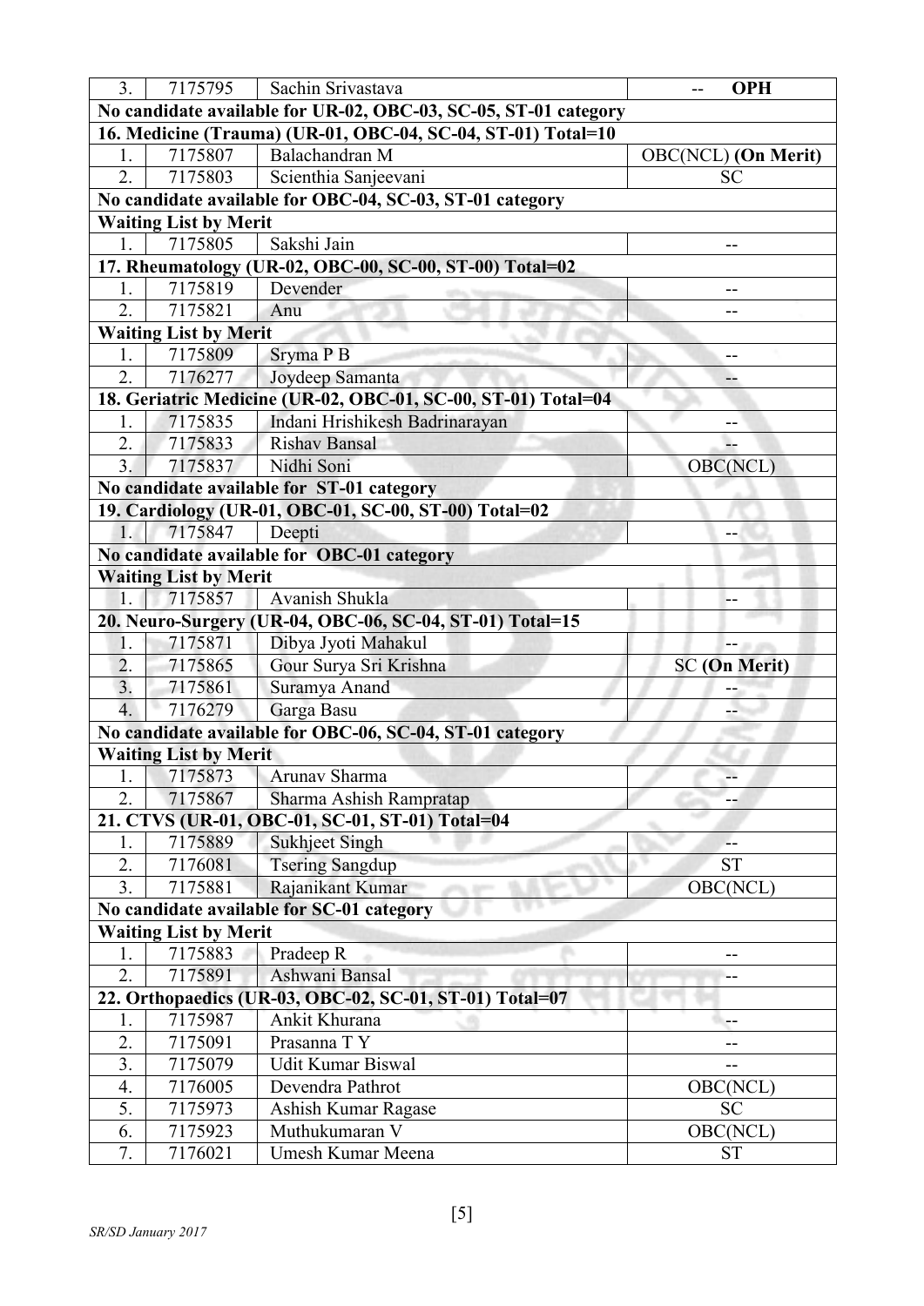| | | | |
|---|---|---|---|
| 3. | 7175795 | Sachin Srivastava | -- **OPH** |
| **No candidate available for UR-02, OBC-03, SC-05, ST-01 category** | | | |
| **16. Medicine (Trauma) (UR-01, OBC-04, SC-04, ST-01) Total=10** | | | |
| 1. | 7175807 | Balachandran M | OBC(NCL) **(On Merit)** |
| 2. | 7175803 | Scienthia Sanjeevani | SC |
| **No candidate available for OBC-04, SC-03, ST-01 category** | | | |
| **Waiting List by Merit** | | | |
| 1. | 7175805 | Sakshi Jain | -- |
| **17. Rheumatology (UR-02, OBC-00, SC-00, ST-00) Total=02** | | | |
| 1. | 7175819 | Devender | -- |
| 2. | 7175821 | Anu | -- |
| **Waiting List by Merit** | | | |
| 1. | 7175809 | Sryma P B | -- |
| 2. | 7176277 | Joydeep Samanta | -- |
| **18. Geriatric Medicine (UR-02, OBC-01, SC-00, ST-01) Total=04** | | | |
| 1. | 7175835 | Indani Hrishikesh Badrinarayan | -- |
| 2. | 7175833 | Rishav Bansal | -- |
| 3. | 7175837 | Nidhi Soni | OBC(NCL) |
| **No candidate available for ST-01 category** | | | |
| **19. Cardiology (UR-01, OBC-01, SC-00, ST-00) Total=02** | | | |
| 1. | 7175847 | Deepti | -- |
| **No candidate available for OBC-01 category** | | | |
| **Waiting List by Merit** | | | |
| 1. | 7175857 | Avanish Shukla | -- |
| **20. Neuro-Surgery (UR-04, OBC-06, SC-04, ST-01) Total=15** | | | |
| 1. | 7175871 | Dibya Jyoti Mahakul | -- |
| 2. | 7175865 | Gour Surya Sri Krishna | SC **(On Merit)** |
| 3. | 7175861 | Suramya Anand | -- |
| 4. | 7176279 | Garga Basu | -- |
| **No candidate available for OBC-06, SC-04, ST-01 category** | | | |
| **Waiting List by Merit** | | | |
| 1. | 7175873 | Arunav Sharma | -- |
| 2. | 7175867 | Sharma Ashish Rampratap | -- |
| **21. CTVS (UR-01, OBC-01, SC-01, ST-01) Total=04** | | | |
| 1. | 7175889 | Sukhjeet Singh | -- |
| 2. | 7176081 | Tsering Sangdup | ST |
| 3. | 7175881 | Rajanikant Kumar | OBC(NCL) |
| **No candidate available for SC-01 category** | | | |
| **Waiting List by Merit** | | | |
| 1. | 7175883 | Pradeep R | -- |
| 2. | 7175891 | Ashwani Bansal | -- |
| **22. Orthopaedics (UR-03, OBC-02, SC-01, ST-01) Total=07** | | | |
| 1. | 7175987 | Ankit Khurana | -- |
| 2. | 7175091 | Prasanna T Y | -- |
| 3. | 7175079 | Udit Kumar Biswal | -- |
| 4. | 7176005 | Devendra Pathrot | OBC(NCL) |
| 5. | 7175973 | Ashish Kumar Ragase | SC |
| 6. | 7175923 | Muthukumaran V | OBC(NCL) |
| 7. | 7176021 | Umesh Kumar Meena | ST |

*SR/SD January 2017*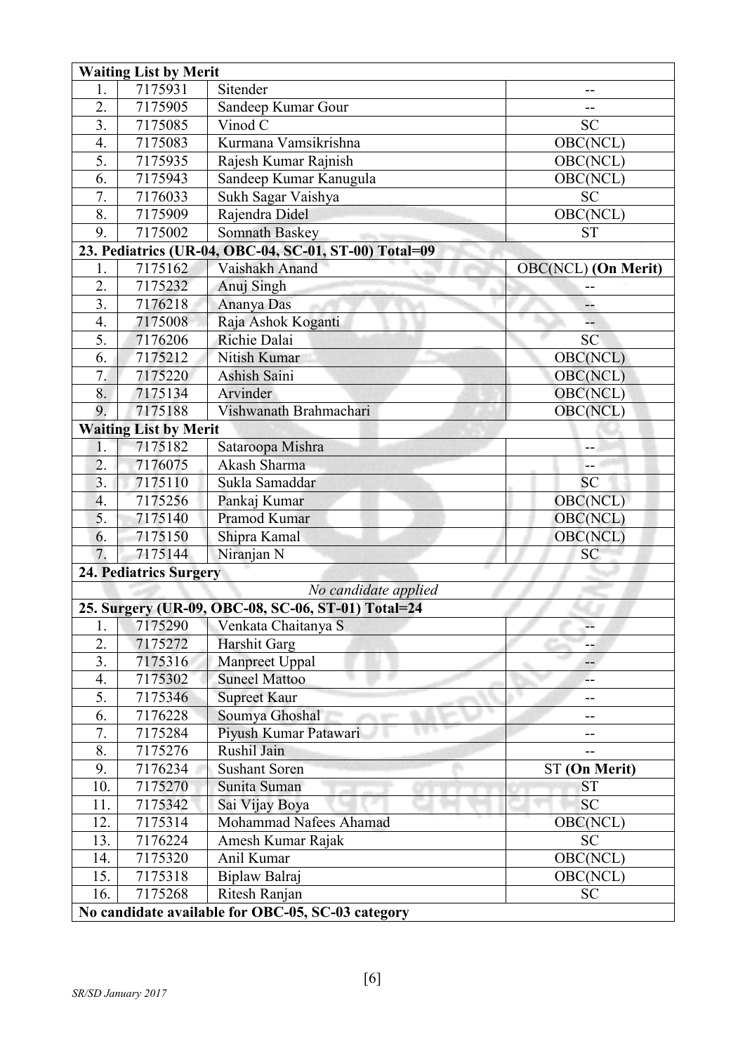| | | | |
|---|---|---|---|
| **Waiting List by Merit** | | | |
| 1. | 7175931 | Sitender | -- |
| 2. | 7175905 | Sandeep Kumar Gour | -- |
| 3. | 7175085 | Vinod C | SC |
| 4. | 7175083 | Kurmana Vamsikrishna | OBC(NCL) |
| 5. | 7175935 | Rajesh Kumar Rajnish | OBC(NCL) |
| 6. | 7175943 | Sandeep Kumar Kanugula | OBC(NCL) |
| 7. | 7176033 | Sukh Sagar Vaishya | SC |
| 8. | 7175909 | Rajendra Didel | OBC(NCL) |
| 9. | 7175002 | Somnath Baskey | ST |
| **23. Pediatrics (UR-04, OBC-04, SC-01, ST-00) Total=09** | | | |
| 1. | 7175162 | Vaishakh Anand | OBC(NCL) **(On Merit)** |
| 2. | 7175232 | Anuj Singh | -- |
| 3. | 7176218 | Ananya Das | -- |
| 4. | 7175008 | Raja Ashok Koganti | -- |
| 5. | 7176206 | Richie Dalai | SC |
| 6. | 7175212 | Nitish Kumar | OBC(NCL) |
| 7. | 7175220 | Ashish Saini | OBC(NCL) |
| 8. | 7175134 | Arvinder | OBC(NCL) |
| 9. | 7175188 | Vishwanath Brahmachari | OBC(NCL) |
| **Waiting List by Merit** | | | |
| 1. | 7175182 | Sataroopa Mishra | -- |
| 2. | 7176075 | Akash Sharma | -- |
| 3. | 7175110 | Sukla Samaddar | SC |
| 4. | 7175256 | Pankaj Kumar | OBC(NCL) |
| 5. | 7175140 | Pramod Kumar | OBC(NCL) |
| 6. | 7175150 | Shipra Kamal | OBC(NCL) |
| 7. | 7175144 | Niranjan N | SC |
| **24. Pediatrics Surgery** | | | |
| *No candidate applied* | | | |
| **25. Surgery (UR-09, OBC-08, SC-06, ST-01) Total=24** | | | |
| 1. | 7175290 | Venkata Chaitanya S | -- |
| 2. | 7175272 | Harshit Garg | -- |
| 3. | 7175316 | Manpreet Uppal | -- |
| 4. | 7175302 | Suneel Mattoo | -- |
| 5. | 7175346 | Supreet Kaur | -- |
| 6. | 7176228 | Soumya Ghoshal | -- |
| 7. | 7175284 | Piyush Kumar Patawari | -- |
| 8. | 7175276 | Rushil Jain | -- |
| 9. | 7176234 | Sushant Soren | ST **(On Merit)** |
| 10. | 7175270 | Sunita Suman | ST |
| 11. | 7175342 | Sai Vijay Boya | SC |
| 12. | 7175314 | Mohammad Nafees Ahamad | OBC(NCL) |
| 13. | 7176224 | Amesh Kumar Rajak | SC |
| 14. | 7175320 | Anil Kumar | OBC(NCL) |
| 15. | 7175318 | Biplaw Balraj | OBC(NCL) |
| 16. | 7175268 | Ritesh Ranjan | SC |
| **No candidate available for OBC-05, SC-03 category** | | | |

*SR/SD January 2017*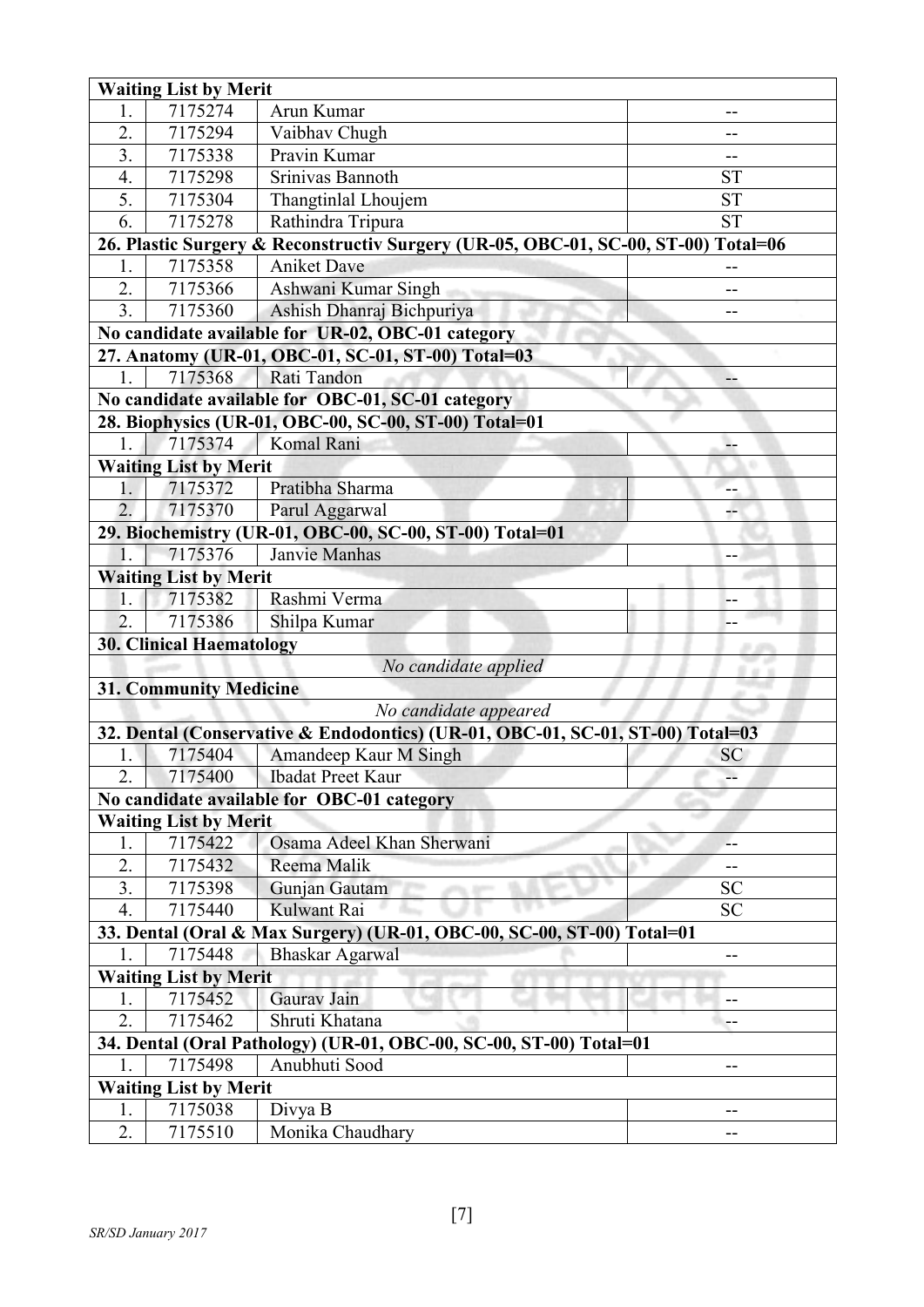| | | | |
|---|---|---|---|
| **Waiting List by Merit** | | | |
| 1. | 7175274 | Arun Kumar | -- |
| 2. | 7175294 | Vaibhav Chugh | -- |
| 3. | 7175338 | Pravin Kumar | -- |
| 4. | 7175298 | Srinivas Bannoth | ST |
| 5. | 7175304 | Thangtinlal Lhoujem | ST |
| 6. | 7175278 | Rathindra Tripura | ST |
| **26. Plastic Surgery & Reconstructiv Surgery (UR-05, OBC-01, SC-00, ST-00) Total=06** | | | |
| 1. | 7175358 | Aniket Dave | -- |
| 2. | 7175366 | Ashwani Kumar Singh | -- |
| 3. | 7175360 | Ashish Dhanraj Bichpuriya | -- |
| **No candidate available for UR-02, OBC-01 category** | | | |
| **27. Anatomy (UR-01, OBC-01, SC-01, ST-00) Total=03** | | | |
| 1. | 7175368 | Rati Tandon | -- |
| **No candidate available for OBC-01, SC-01 category** | | | |
| **28. Biophysics (UR-01, OBC-00, SC-00, ST-00) Total=01** | | | |
| 1. | 7175374 | Komal Rani | -- |
| **Waiting List by Merit** | | | |
| 1. | 7175372 | Pratibha Sharma | -- |
| 2. | 7175370 | Parul Aggarwal | -- |
| **29. Biochemistry (UR-01, OBC-00, SC-00, ST-00) Total=01** | | | |
| 1. | 7175376 | Janvie Manhas | -- |
| **Waiting List by Merit** | | | |
| 1. | 7175382 | Rashmi Verma | -- |
| 2. | 7175386 | Shilpa Kumar | -- |
| **30. Clinical Haematology** | | | |
| *No candidate applied* | | | |
| **31. Community Medicine** | | | |
| *No candidate appeared* | | | |
| **32. Dental (Conservative & Endodontics) (UR-01, OBC-01, SC-01, ST-00) Total=03** | | | |
| 1. | 7175404 | Amandeep Kaur M Singh | SC |
| 2. | 7175400 | Ibadat Preet Kaur | -- |
| **No candidate available for OBC-01 category** | | | |
| **Waiting List by Merit** | | | |
| 1. | 7175422 | Osama Adeel Khan Sherwani | -- |
| 2. | 7175432 | Reema Malik | -- |
| 3. | 7175398 | Gunjan Gautam | SC |
| 4. | 7175440 | Kulwant Rai | SC |
| **33. Dental (Oral & Max Surgery) (UR-01, OBC-00, SC-00, ST-00) Total=01** | | | |
| 1. | 7175448 | Bhaskar Agarwal | -- |
| **Waiting List by Merit** | | | |
| 1. | 7175452 | Gaurav Jain | -- |
| 2. | 7175462 | Shruti Khatana | -- |
| **34. Dental (Oral Pathology) (UR-01, OBC-00, SC-00, ST-00) Total=01** | | | |
| 1. | 7175498 | Anubhuti Sood | -- |
| **Waiting List by Merit** | | | |
| 1. | 7175038 | Divya B | -- |
| 2. | 7175510 | Monika Chaudhary | -- |

*SR/SD January 2017*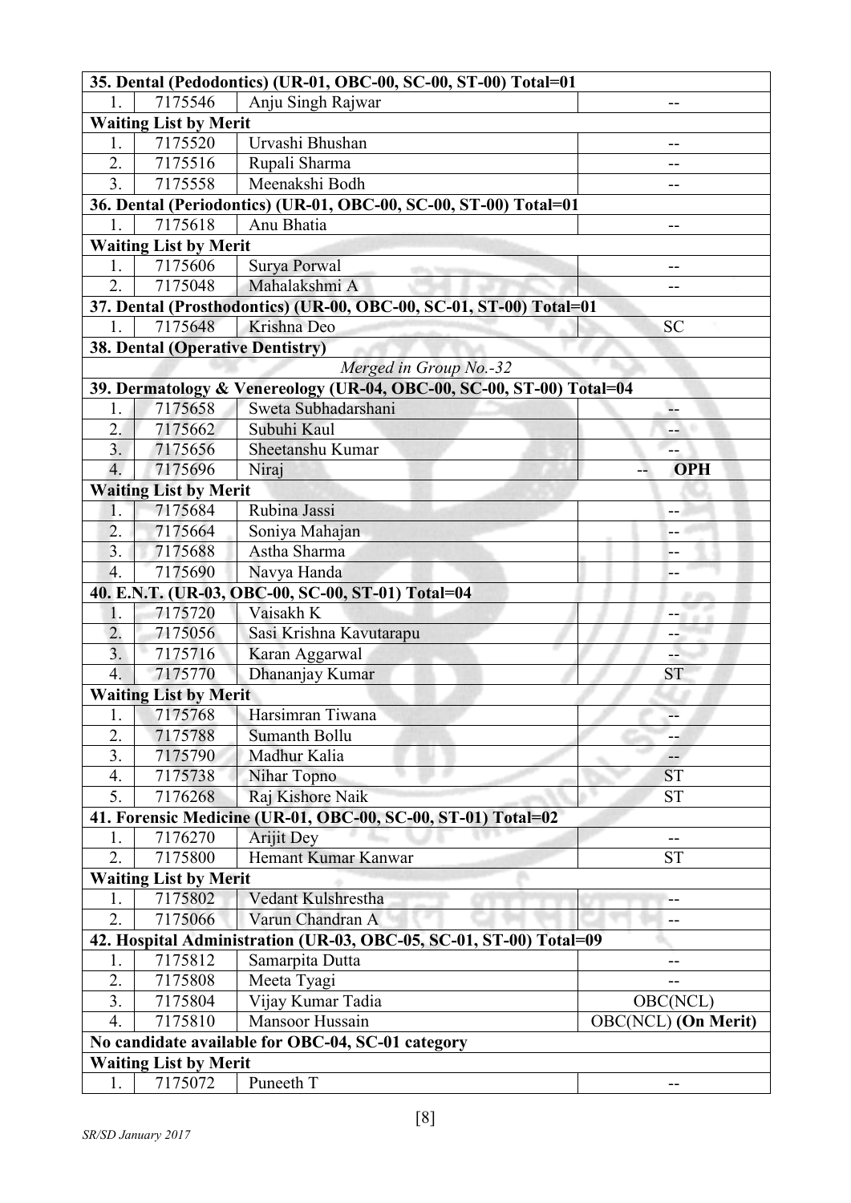| | | | |
|---|---|---|---|
| **35. Dental (Pedodontics) (UR-01, OBC-00, SC-00, ST-00) Total=01** | | | |
| 1. | 7175546 | Anju Singh Rajwar | -- |
| **Waiting List by Merit** | | | |
| 1. | 7175520 | Urvashi Bhushan | -- |
| 2. | 7175516 | Rupali Sharma | -- |
| 3. | 7175558 | Meenakshi Bodh | -- |
| **36. Dental (Periodontics) (UR-01, OBC-00, SC-00, ST-00) Total=01** | | | |
| 1. | 7175618 | Anu Bhatia | -- |
| **Waiting List by Merit** | | | |
| 1. | 7175606 | Surya Porwal | -- |
| 2. | 7175048 | Mahalakshmi A | -- |
| **37. Dental (Prosthodontics) (UR-00, OBC-00, SC-01, ST-00) Total=01** | | | |
| 1. | 7175648 | Krishna Deo | SC |
| **38. Dental (Operative Dentistry)** | | | |
| *Merged in Group No.-32* | | | |
| **39. Dermatology & Venereology (UR-04, OBC-00, SC-00, ST-00) Total=04** | | | |
| 1. | 7175658 | Sweta Subhadarshani | -- |
| 2. | 7175662 | Subuhi Kaul | -- |
| 3. | 7175656 | Sheetanshu Kumar | -- |
| 4. | 7175696 | Niraj | -- **OPH** |
| **Waiting List by Merit** | | | |
| 1. | 7175684 | Rubina Jassi | -- |
| 2. | 7175664 | Soniya Mahajan | -- |
| 3. | 7175688 | Astha Sharma | -- |
| 4. | 7175690 | Navya Handa | -- |
| **40. E.N.T. (UR-03, OBC-00, SC-00, ST-01) Total=04** | | | |
| 1. | 7175720 | Vaisakh K | -- |
| 2. | 7175056 | Sasi Krishna Kavutarapu | -- |
| 3. | 7175716 | Karan Aggarwal | -- |
| 4. | 7175770 | Dhananjay Kumar | ST |
| **Waiting List by Merit** | | | |
| 1. | 7175768 | Harsimran Tiwana | -- |
| 2. | 7175788 | Sumanth Bollu | -- |
| 3. | 7175790 | Madhur Kalia | -- |
| 4. | 7175738 | Nihar Topno | ST |
| 5. | 7176268 | Raj Kishore Naik | ST |
| **41. Forensic Medicine (UR-01, OBC-00, SC-00, ST-01) Total=02** | | | |
| 1. | 7176270 | Arijit Dey | -- |
| 2. | 7175800 | Hemant Kumar Kanwar | ST |
| **Waiting List by Merit** | | | |
| 1. | 7175802 | Vedant Kulshrestha | -- |
| 2. | 7175066 | Varun Chandran A | -- |
| **42. Hospital Administration (UR-03, OBC-05, SC-01, ST-00) Total=09** | | | |
| 1. | 7175812 | Samarpita Dutta | -- |
| 2. | 7175808 | Meeta Tyagi | -- |
| 3. | 7175804 | Vijay Kumar Tadia | OBC(NCL) |
| 4. | 7175810 | Mansoor Hussain | OBC(NCL) **(On Merit)** |
| **No candidate available for OBC-04, SC-01 category** | | | |
| **Waiting List by Merit** | | | |
| 1. | 7175072 | Puneeth T | -- |

*SR/SD January 2017*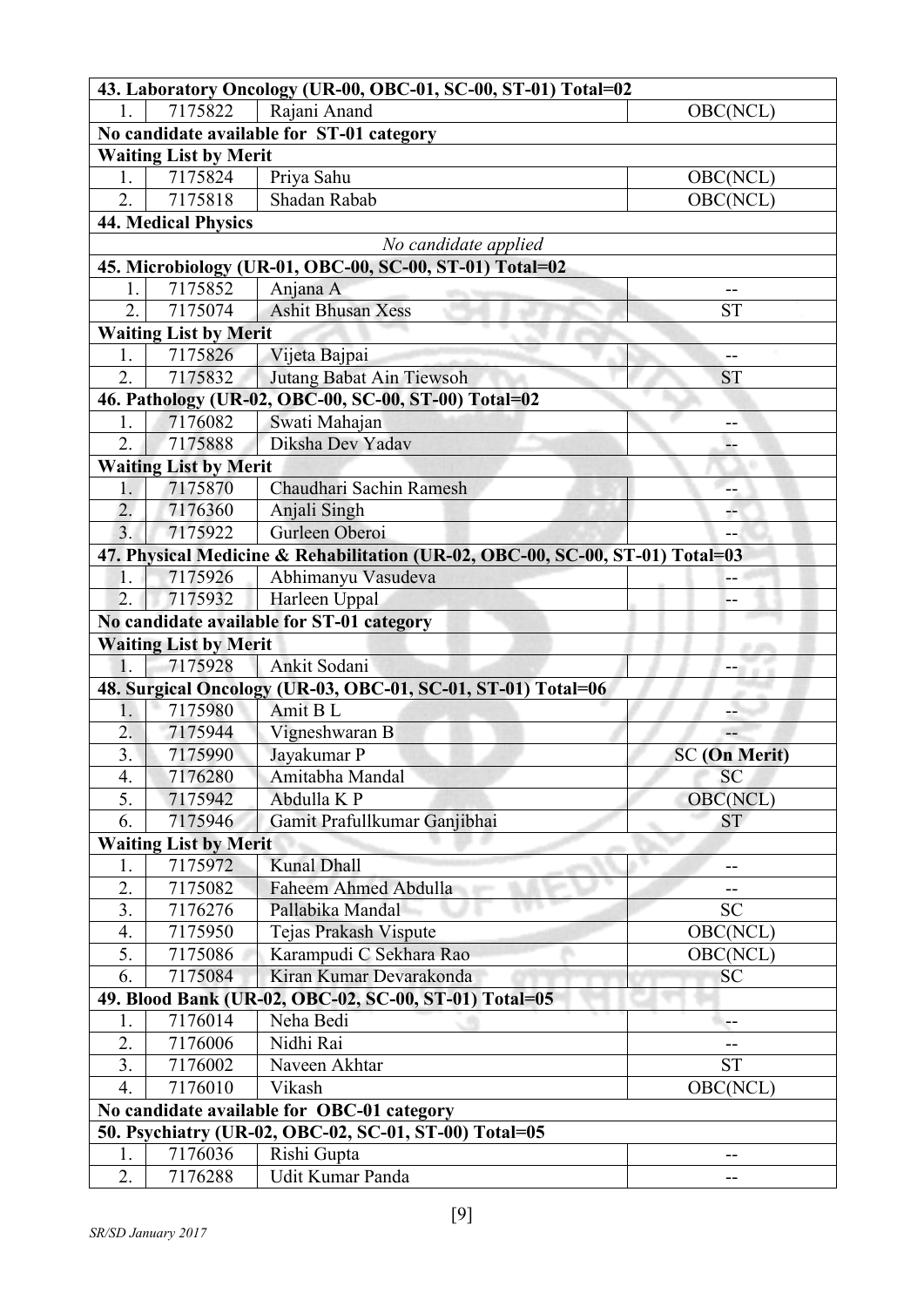| 43. Laboratory Oncology (UR-00, OBC-01, SC-00, ST-01) Total=02 | | | |
|---|---|---|---|
| 1. | 7175822 | Rajani Anand | OBC(NCL) |
| **No candidate available for ST-01 category** | | | |
| **Waiting List by Merit** | | | |
| 1. | 7175824 | Priya Sahu | OBC(NCL) |
| 2. | 7175818 | Shadan Rabab | OBC(NCL) |
| **44. Medical Physics** | | | |
| *No candidate applied* | | | |
| **45. Microbiology (UR-01, OBC-00, SC-00, ST-01) Total=02** | | | |
| 1. | 7175852 | Anjana A | -- |
| 2. | 7175074 | Ashit Bhusan Xess | ST |
| **Waiting List by Merit** | | | |
| 1. | 7175826 | Vijeta Bajpai | -- |
| 2. | 7175832 | Jutang Babat Ain Tiewsoh | ST |
| **46. Pathology (UR-02, OBC-00, SC-00, ST-00) Total=02** | | | |
| 1. | 7176082 | Swati Mahajan | -- |
| 2. | 7175888 | Diksha Dev Yadav | -- |
| **Waiting List by Merit** | | | |
| 1. | 7175870 | Chaudhari Sachin Ramesh | -- |
| 2. | 7176360 | Anjali Singh | -- |
| 3. | 7175922 | Gurleen Oberoi | -- |
| **47. Physical Medicine & Rehabilitation (UR-02, OBC-00, SC-00, ST-01) Total=03** | | | |
| 1. | 7175926 | Abhimanyu Vasudeva | -- |
| 2. | 7175932 | Harleen Uppal | -- |
| **No candidate available for ST-01 category** | | | |
| **Waiting List by Merit** | | | |
| 1. | 7175928 | Ankit Sodani | -- |
| **48. Surgical Oncology (UR-03, OBC-01, SC-01, ST-01) Total=06** | | | |
| 1. | 7175980 | Amit B L | -- |
| 2. | 7175944 | Vigneshwaran B | -- |
| 3. | 7175990 | Jayakumar P | SC **(On Merit)** |
| 4. | 7176280 | Amitabha Mandal | SC |
| 5. | 7175942 | Abdulla K P | OBC(NCL) |
| 6. | 7175946 | Gamit Prafullkumar Ganjibhai | ST |
| **Waiting List by Merit** | | | |
| 1. | 7175972 | Kunal Dhall | -- |
| 2. | 7175082 | Faheem Ahmed Abdulla | -- |
| 3. | 7176276 | Pallabika Mandal | SC |
| 4. | 7175950 | Tejas Prakash Vispute | OBC(NCL) |
| 5. | 7175086 | Karampudi C Sekhara Rao | OBC(NCL) |
| 6. | 7175084 | Kiran Kumar Devarakonda | SC |
| **49. Blood Bank (UR-02, OBC-02, SC-00, ST-01) Total=05** | | | |
| 1. | 7176014 | Neha Bedi | -- |
| 2. | 7176006 | Nidhi Rai | -- |
| 3. | 7176002 | Naveen Akhtar | ST |
| 4. | 7176010 | Vikash | OBC(NCL) |
| **No candidate available for OBC-01 category** | | | |
| **50. Psychiatry (UR-02, OBC-02, SC-01, ST-00) Total=05** | | | |
| 1. | 7176036 | Rishi Gupta | -- |
| 2. | 7176288 | Udit Kumar Panda | -- |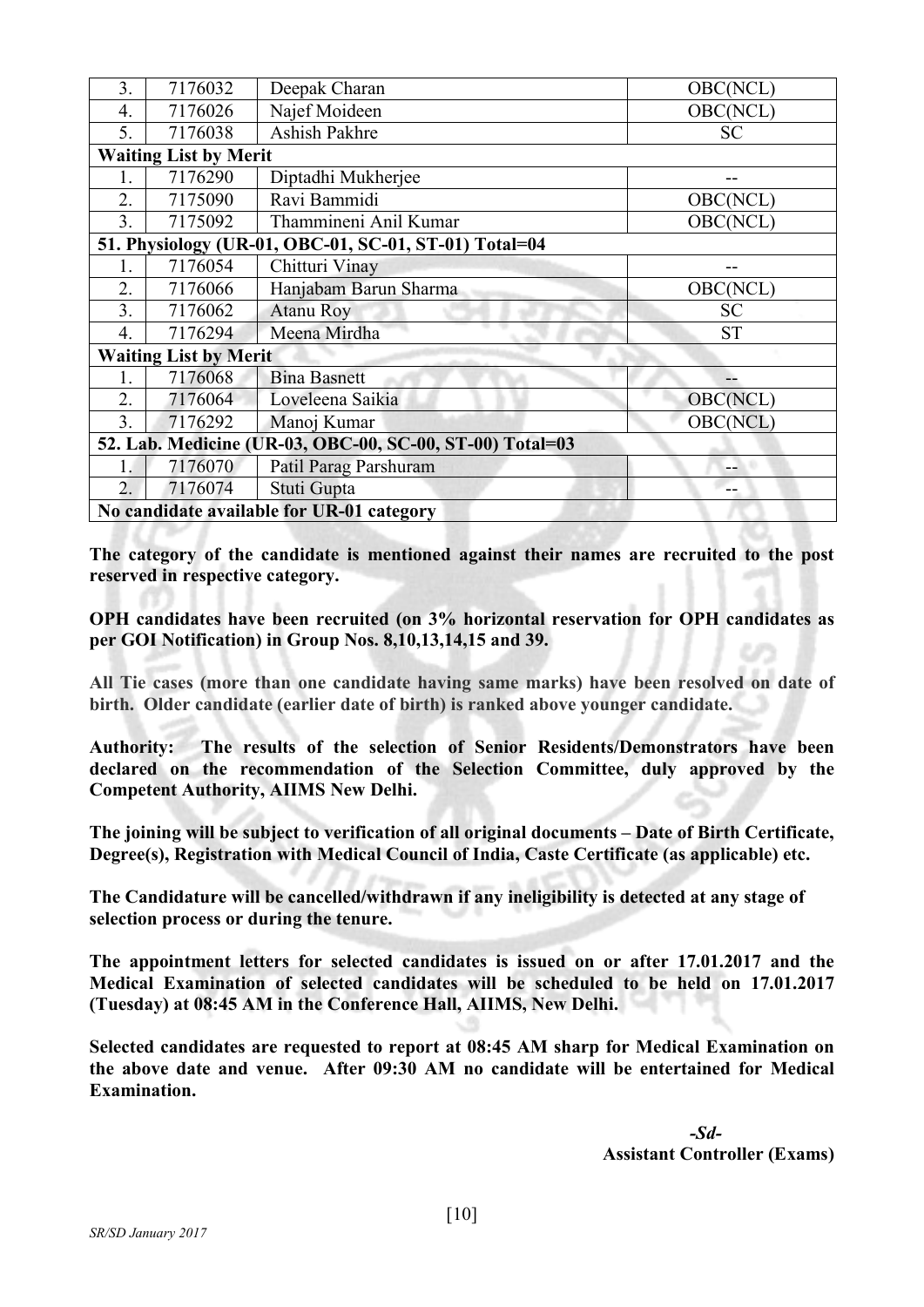| | | | |
|---|---|---|---|
| 3. | 7176032 | Deepak Charan | OBC(NCL) |
| 4. | 7176026 | Najef Moideen | OBC(NCL) |
| 5. | 7176038 | Ashish Pakhre | SC |
| **Waiting List by Merit** | | | |
| 1. | 7176290 | Diptadhi Mukherjee | -- |
| 2. | 7175090 | Ravi Bammidi | OBC(NCL) |
| 3. | 7175092 | Thammineni Anil Kumar | OBC(NCL) |
| **51. Physiology (UR-01, OBC-01, SC-01, ST-01) Total=04** | | | |
| 1. | 7176054 | Chitturi Vinay | -- |
| 2. | 7176066 | Hanjabam Barun Sharma | OBC(NCL) |
| 3. | 7176062 | Atanu Roy | SC |
| 4. | 7176294 | Meena Mirdha | ST |
| **Waiting List by Merit** | | | |
| 1. | 7176068 | Bina Basnett | -- |
| 2. | 7176064 | Loveleena Saikia | OBC(NCL) |
| 3. | 7176292 | Manoj Kumar | OBC(NCL) |
| **52. Lab. Medicine (UR-03, OBC-00, SC-00, ST-00) Total=03** | | | |
| 1. | 7176070 | Patil Parag Parshuram | -- |
| 2. | 7176074 | Stuti Gupta | -- |
| **No candidate available for UR-01 category** | | | |

**The category of the candidate is mentioned against their names are recruited to the post reserved in respective category.**

**OPH candidates have been recruited (on 3% horizontal reservation for OPH candidates as per GOI Notification) in Group Nos. 8,10,13,14,15 and 39.**

**All Tie cases (more than one candidate having same marks) have been resolved on date of birth. Older candidate (earlier date of birth) is ranked above younger candidate.**

**Authority: The results of the selection of Senior Residents/Demonstrators have been declared on the recommendation of the Selection Committee, duly approved by the Competent Authority, AIIMS New Delhi.**

**The joining will be subject to verification of all original documents – Date of Birth Certificate, Degree(s), Registration with Medical Council of India, Caste Certificate (as applicable) etc.**

**The Candidature will be cancelled/withdrawn if any ineligibility is detected at any stage of selection process or during the tenure.**

**The appointment letters for selected candidates is issued on or after 17.01.2017 and the Medical Examination of selected candidates will be scheduled to be held on 17.01.2017 (Tuesday) at 08:45 AM in the Conference Hall, AIIMS, New Delhi.**

**Selected candidates are requested to report at 08:45 AM sharp for Medical Examination on the above date and venue. After 09:30 AM no candidate will be entertained for Medical Examination.**

***-Sd-***
**Assistant Controller (Exams)**